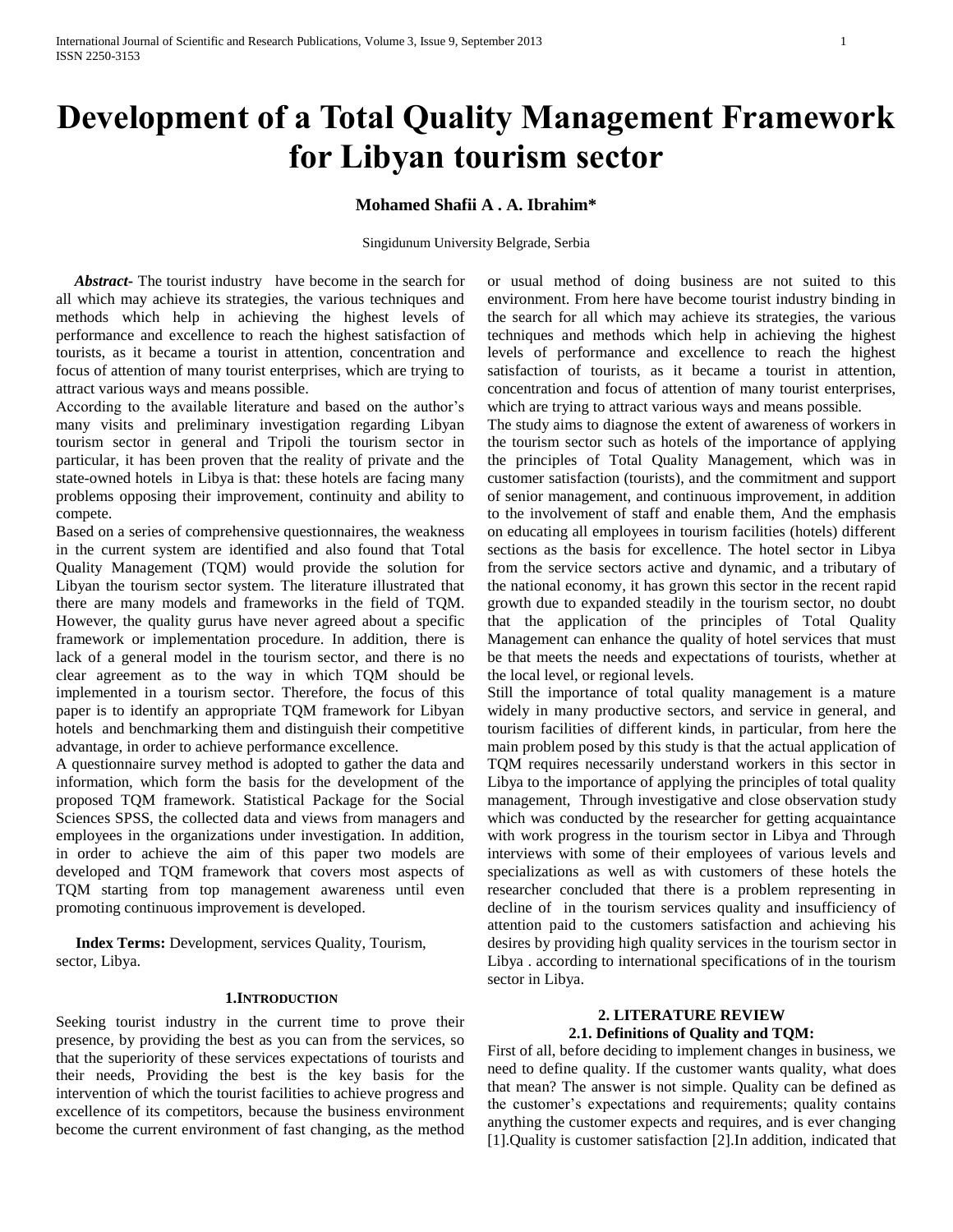# Development of a Total Quality Management Framework for Libyan tourism sector

**Mohamed Shafii A . A. Ibrahim***

Singidunum University Belgrade, Serbia

***Abstract-*** The tourist industry have become in the search for all which may achieve its strategies, the various techniques and methods which help in achieving the highest levels of performance and excellence to reach the highest satisfaction of tourists, as it became a tourist in attention, concentration and focus of attention of many tourist enterprises, which are trying to attract various ways and means possible.

According to the available literature and based on the author's many visits and preliminary investigation regarding Libyan tourism sector in general and Tripoli the tourism sector in particular, it has been proven that the reality of private and the state-owned hotels in Libya is that: these hotels are facing many problems opposing their improvement, continuity and ability to compete.

Based on a series of comprehensive questionnaires, the weakness in the current system are identified and also found that Total Quality Management (TQM) would provide the solution for Libyan the tourism sector system. The literature illustrated that there are many models and frameworks in the field of TQM. However, the quality gurus have never agreed about a specific framework or implementation procedure. In addition, there is lack of a general model in the tourism sector, and there is no clear agreement as to the way in which TQM should be implemented in a tourism sector. Therefore, the focus of this paper is to identify an appropriate TQM framework for Libyan hotels and benchmarking them and distinguish their competitive advantage, in order to achieve performance excellence.

A questionnaire survey method is adopted to gather the data and information, which form the basis for the development of the proposed TQM framework. Statistical Package for the Social Sciences SPSS, the collected data and views from managers and employees in the organizations under investigation. In addition, in order to achieve the aim of this paper two models are developed and TQM framework that covers most aspects of TQM starting from top management awareness until even promoting continuous improvement is developed.

**Index Terms:** Development, services Quality, Tourism, sector, Libya.

## 1.INTRODUCTION

Seeking tourist industry in the current time to prove their presence, by providing the best as you can from the services, so that the superiority of these services expectations of tourists and their needs, Providing the best is the key basis for the intervention of which the tourist facilities to achieve progress and excellence of its competitors, because the business environment become the current environment of fast changing, as the method or usual method of doing business are not suited to this environment. From here have become tourist industry binding in the search for all which may achieve its strategies, the various techniques and methods which help in achieving the highest levels of performance and excellence to reach the highest satisfaction of tourists, as it became a tourist in attention, concentration and focus of attention of many tourist enterprises, which are trying to attract various ways and means possible.

The study aims to diagnose the extent of awareness of workers in the tourism sector such as hotels of the importance of applying the principles of Total Quality Management, which was in customer satisfaction (tourists), and the commitment and support of senior management, and continuous improvement, in addition to the involvement of staff and enable them, And the emphasis on educating all employees in tourism facilities (hotels) different sections as the basis for excellence. The hotel sector in Libya from the service sectors active and dynamic, and a tributary of the national economy, it has grown this sector in the recent rapid growth due to expanded steadily in the tourism sector, no doubt that the application of the principles of Total Quality Management can enhance the quality of hotel services that must be that meets the needs and expectations of tourists, whether at the local level, or regional levels.

Still the importance of total quality management is a mature widely in many productive sectors, and service in general, and tourism facilities of different kinds, in particular, from here the main problem posed by this study is that the actual application of TQM requires necessarily understand workers in this sector in Libya to the importance of applying the principles of total quality management, Through investigative and close observation study which was conducted by the researcher for getting acquaintance with work progress in the tourism sector in Libya and Through interviews with some of their employees of various levels and specializations as well as with customers of these hotels the researcher concluded that there is a problem representing in decline of in the tourism services quality and insufficiency of attention paid to the customers satisfaction and achieving his desires by providing high quality services in the tourism sector in Libya . according to international specifications of in the tourism sector in Libya.

## 2. LITERATURE REVIEW

### 2.1. Definitions of Quality and TQM:

First of all, before deciding to implement changes in business, we need to define quality. If the customer wants quality, what does that mean? The answer is not simple. Quality can be defined as the customer's expectations and requirements; quality contains anything the customer expects and requires, and is ever changing [1].Quality is customer satisfaction [2].In addition, indicated that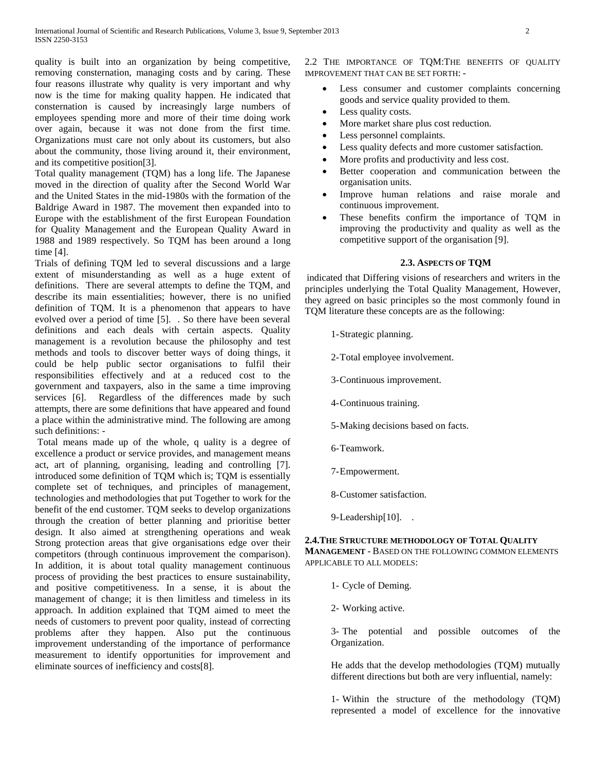quality is built into an organization by being competitive, removing consternation, managing costs and by caring. These four reasons illustrate why quality is very important and why now is the time for making quality happen. He indicated that consternation is caused by increasingly large numbers of employees spending more and more of their time doing work over again, because it was not done from the first time. Organizations must care not only about its customers, but also about the community, those living around it, their environment, and its competitive position[3].

Total quality management (TQM) has a long life. The Japanese moved in the direction of quality after the Second World War and the United States in the mid-1980s with the formation of the Baldrige Award in 1987. The movement then expanded into to Europe with the establishment of the first European Foundation for Quality Management and the European Quality Award in 1988 and 1989 respectively. So TQM has been around a long time [4].

Trials of defining TQM led to several discussions and a large extent of misunderstanding as well as a huge extent of definitions. There are several attempts to define the TQM, and describe its main essentialities; however, there is no unified definition of TQM. It is a phenomenon that appears to have evolved over a period of time [5]. . So there have been several definitions and each deals with certain aspects. Quality management is a revolution because the philosophy and test methods and tools to discover better ways of doing things, it could be help public sector organisations to fulfil their responsibilities effectively and at a reduced cost to the government and taxpayers, also in the same a time improving services [6]. Regardless of the differences made by such attempts, there are some definitions that have appeared and found a place within the administrative mind. The following are among such definitions: -

Total means made up of the whole, q uality is a degree of excellence a product or service provides, and management means act, art of planning, organising, leading and controlling [7]. introduced some definition of TQM which is; TQM is essentially complete set of techniques, and principles of management, technologies and methodologies that put Together to work for the benefit of the end customer. TQM seeks to develop organizations through the creation of better planning and prioritise better design. It also aimed at strengthening operations and weak Strong protection areas that give organisations edge over their competitors (through continuous improvement the comparison). In addition, it is about total quality management continuous process of providing the best practices to ensure sustainability, and positive competitiveness. In a sense, it is about the management of change; it is then limitless and timeless in its approach. In addition explained that TQM aimed to meet the needs of customers to prevent poor quality, instead of correcting problems after they happen. Also put the continuous improvement understanding of the importance of performance measurement to identify opportunities for improvement and eliminate sources of inefficiency and costs[8].

## 2.2 The importance of TQM:The benefits of quality improvement that can be set forth: -

- Less consumer and customer complaints concerning goods and service quality provided to them.
- Less quality costs.
- More market share plus cost reduction.
- Less personnel complaints.
- Less quality defects and more customer satisfaction.
- More profits and productivity and less cost.
- Better cooperation and communication between the organisation units.
- Improve human relations and raise morale and continuous improvement.
- These benefits confirm the importance of TQM in improving the productivity and quality as well as the competitive support of the organisation [9].

## 2.3. Aspects of TQM

indicated that Differing visions of researchers and writers in the principles underlying the Total Quality Management, However, they agreed on basic principles so the most commonly found in TQM literature these concepts are as the following:

1-Strategic planning.

2-Total employee involvement.

3-Continuous improvement.

4-Continuous training.

5-Making decisions based on facts.

6-Teamwork.

7-Empowerment.

8-Customer satisfaction.

9-Leadership[10]. .

## 2.4.The Structure methodology of Total Quality Management - Based on the following common elements applicable to all models:

1- Cycle of Deming.

2- Working active.

3- The potential and possible outcomes of the Organization.

He adds that the develop methodologies (TQM) mutually different directions but both are very influential, namely:

1- Within the structure of the methodology (TQM) represented a model of excellence for the innovative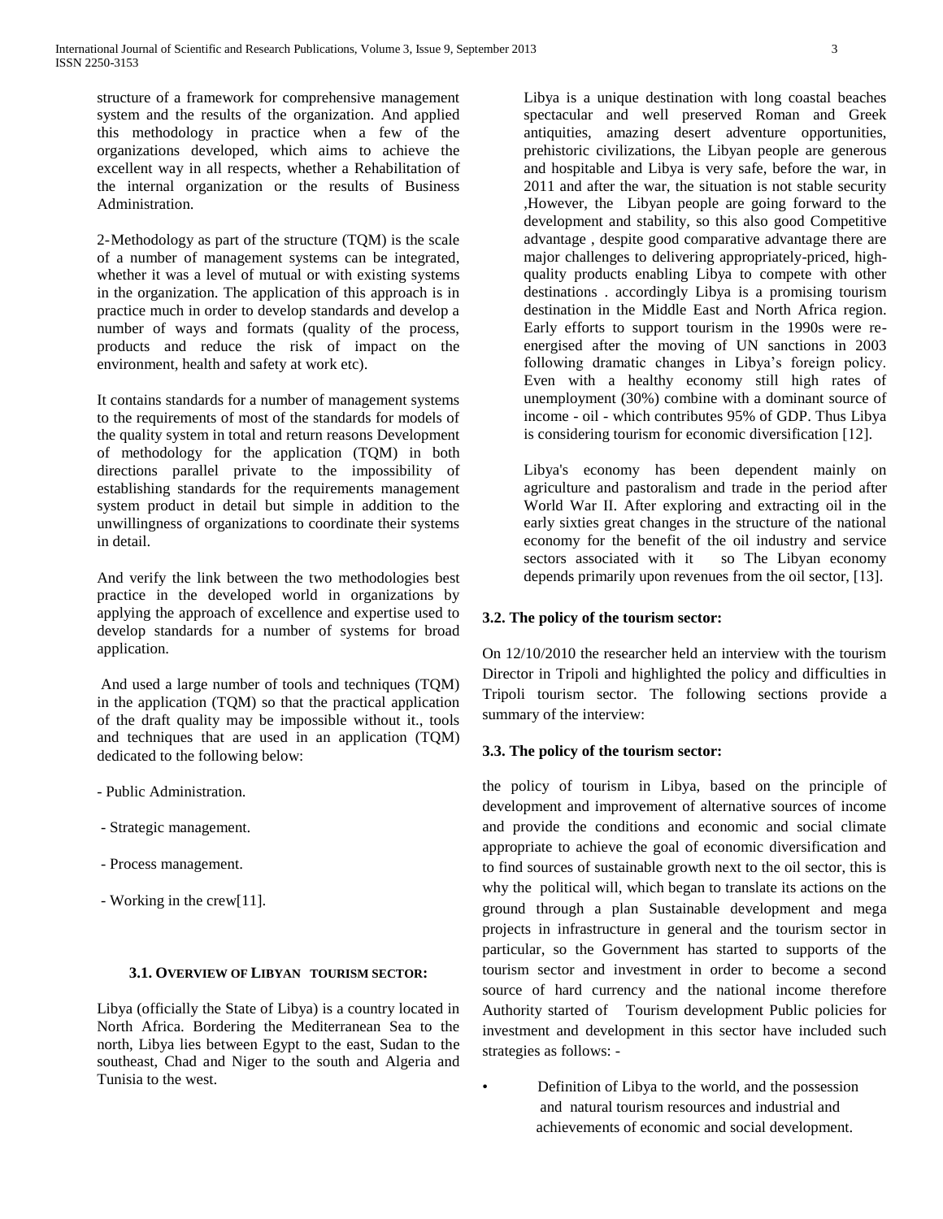structure of a framework for comprehensive management system and the results of the organization. And applied this methodology in practice when a few of the organizations developed, which aims to achieve the excellent way in all respects, whether a Rehabilitation of the internal organization or the results of Business Administration.

2-Methodology as part of the structure (TQM) is the scale of a number of management systems can be integrated, whether it was a level of mutual or with existing systems in the organization. The application of this approach is in practice much in order to develop standards and develop a number of ways and formats (quality of the process, products and reduce the risk of impact on the environment, health and safety at work etc).

It contains standards for a number of management systems to the requirements of most of the standards for models of the quality system in total and return reasons Development of methodology for the application (TQM) in both directions parallel private to the impossibility of establishing standards for the requirements management system product in detail but simple in addition to the unwillingness of organizations to coordinate their systems in detail.

And verify the link between the two methodologies best practice in the developed world in organizations by applying the approach of excellence and expertise used to develop standards for a number of systems for broad application.

And used a large number of tools and techniques (TQM) in the application (TQM) so that the practical application of the draft quality may be impossible without it., tools and techniques that are used in an application (TQM) dedicated to the following below:

- Public Administration.
- Strategic management.
- Process management.
- Working in the crew[11].

### 3.1. Overview of Libyan tourism sector:

Libya (officially the State of Libya) is a country located in North Africa. Bordering the Mediterranean Sea to the north, Libya lies between Egypt to the east, Sudan to the southeast, Chad and Niger to the south and Algeria and Tunisia to the west.

Libya is a unique destination with long coastal beaches spectacular and well preserved Roman and Greek antiquities, amazing desert adventure opportunities, prehistoric civilizations, the Libyan people are generous and hospitable and Libya is very safe, before the war, in 2011 and after the war, the situation is not stable security ,However, the Libyan people are going forward to the development and stability, so this also good Competitive advantage , despite good comparative advantage there are major challenges to delivering appropriately-priced, high-quality products enabling Libya to compete with other destinations . accordingly Libya is a promising tourism destination in the Middle East and North Africa region. Early efforts to support tourism in the 1990s were re-energised after the moving of UN sanctions in 2003 following dramatic changes in Libya's foreign policy. Even with a healthy economy still high rates of unemployment (30%) combine with a dominant source of income - oil - which contributes 95% of GDP. Thus Libya is considering tourism for economic diversification [12].

Libya's economy has been dependent mainly on agriculture and pastoralism and trade in the period after World War II. After exploring and extracting oil in the early sixties great changes in the structure of the national economy for the benefit of the oil industry and service sectors associated with it so The Libyan economy depends primarily upon revenues from the oil sector, [13].

### 3.2. The policy of the tourism sector:

On 12/10/2010 the researcher held an interview with the tourism Director in Tripoli and highlighted the policy and difficulties in Tripoli tourism sector. The following sections provide a summary of the interview:

### 3.3. The policy of the tourism sector:

the policy of tourism in Libya, based on the principle of development and improvement of alternative sources of income and provide the conditions and economic and social climate appropriate to achieve the goal of economic diversification and to find sources of sustainable growth next to the oil sector, this is why the political will, which began to translate its actions on the ground through a plan Sustainable development and mega projects in infrastructure in general and the tourism sector in particular, so the Government has started to supports of the tourism sector and investment in order to become a second source of hard currency and the national income therefore Authority started of Tourism development Public policies for investment and development in this sector have included such strategies as follows: -

- Definition of Libya to the world, and the possession and natural tourism resources and industrial and achievements of economic and social development.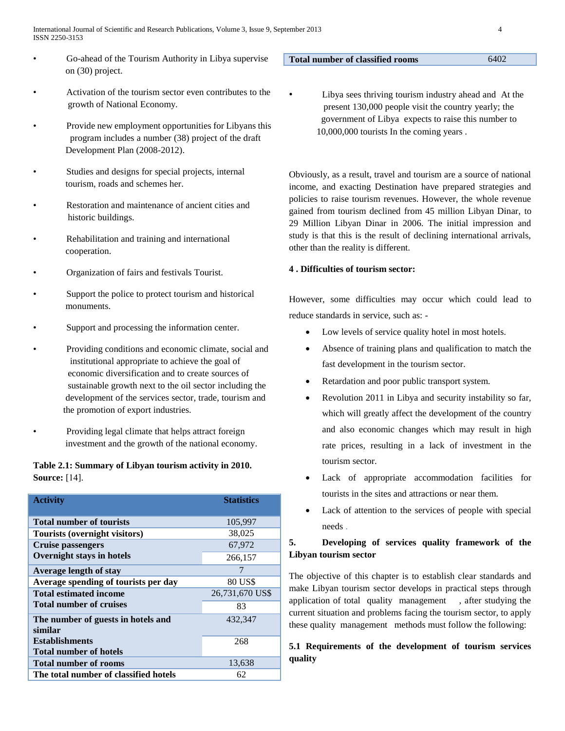- Go-ahead of the Tourism Authority in Libya supervise on (30) project.
- Activation of the tourism sector even contributes to the growth of National Economy.
- Provide new employment opportunities for Libyans this program includes a number (38) project of the draft Development Plan (2008-2012).
- Studies and designs for special projects, internal tourism, roads and schemes her.
- Restoration and maintenance of ancient cities and historic buildings.
- Rehabilitation and training and international cooperation.
- Organization of fairs and festivals Tourist.
- Support the police to protect tourism and historical monuments.
- Support and processing the information center.
- Providing conditions and economic climate, social and institutional appropriate to achieve the goal of economic diversification and to create sources of sustainable growth next to the oil sector including the development of the services sector, trade, tourism and the promotion of export industries.
- Providing legal climate that helps attract foreign investment and the growth of the national economy.

**Table 2.1: Summary of Libyan tourism activity in 2010. Source:** [14].

| Activity | Statistics |
|---|---|
| **Total number of tourists** | 105,997 |
| **Tourists (overnight visitors)** | 38,025 |
| **Cruise passengers** | 67,972 |
| **Overnight stays in hotels** | 266,157 |
| **Average length of stay** | 7 |
| **Average spending of tourists per day** | 80 US$ |
| **Total estimated income** | 26,731,670 US$ |
| **Total number of cruises** | 83 |
| **The number of guests in hotels and similar** | 432,347 |
| **Establishments** | 268 |
| **Total number of hotels** | |
| **Total number of rooms** | 13,638 |
| **The total number of classified hotels** | 62 |
| **Total number of classified rooms** | 6402 |

- Libya sees thriving tourism industry ahead and At the present 130,000 people visit the country yearly; the government of Libya expects to raise this number to 10,000,000 tourists In the coming years .

Obviously, as a result, travel and tourism are a source of national income, and exacting Destination have prepared strategies and policies to raise tourism revenues. However, the whole revenue gained from tourism declined from 45 million Libyan Dinar, to 29 Million Libyan Dinar in 2006. The initial impression and study is that this is the result of declining international arrivals, other than the reality is different.

## 4 . Difficulties of tourism sector:

However, some difficulties may occur which could lead to reduce standards in service, such as: -

- Low levels of service quality hotel in most hotels.
- Absence of training plans and qualification to match the fast development in the tourism sector.
- Retardation and poor public transport system.
- Revolution 2011 in Libya and security instability so far, which will greatly affect the development of the country and also economic changes which may result in high rate prices, resulting in a lack of investment in the tourism sector.
- Lack of appropriate accommodation facilities for tourists in the sites and attractions or near them.
- Lack of attention to the services of people with special needs .

## 5. Developing of services quality framework of the Libyan tourism sector

The objective of this chapter is to establish clear standards and make Libyan tourism sector develops in practical steps through application of total quality management , after studying the current situation and problems facing the tourism sector, to apply these quality management methods must follow the following:

### 5.1 Requirements of the development of tourism services quality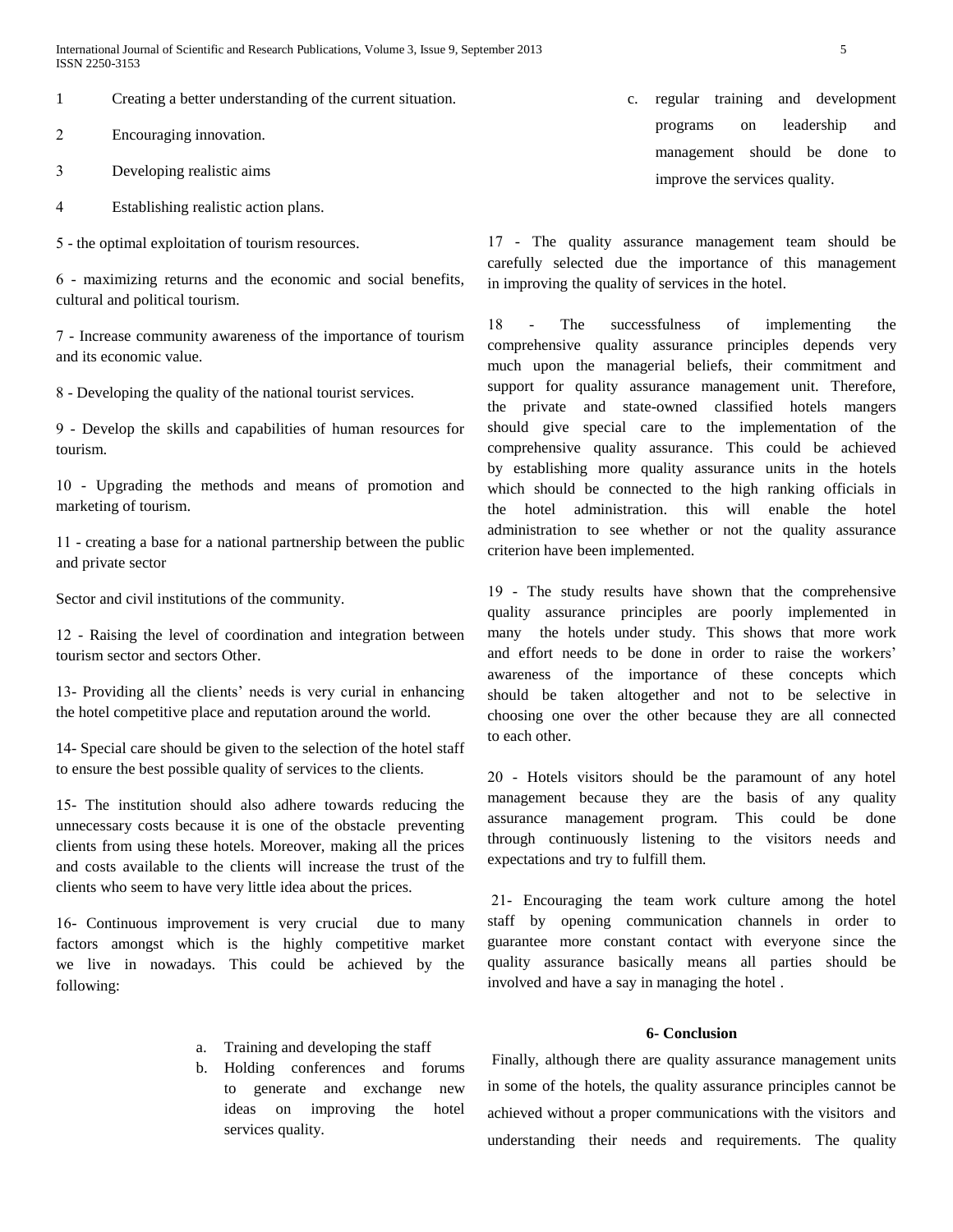1 Creating a better understanding of the current situation.

2 Encouraging innovation.

3 Developing realistic aims

4 Establishing realistic action plans.

5 - the optimal exploitation of tourism resources.

6 - maximizing returns and the economic and social benefits, cultural and political tourism.

7 - Increase community awareness of the importance of tourism and its economic value.

8 - Developing the quality of the national tourist services.

9 - Develop the skills and capabilities of human resources for tourism.

10 - Upgrading the methods and means of promotion and marketing of tourism.

11 - creating a base for a national partnership between the public and private sector

Sector and civil institutions of the community.

12 - Raising the level of coordination and integration between tourism sector and sectors Other.

13- Providing all the clients' needs is very curial in enhancing the hotel competitive place and reputation around the world.

14- Special care should be given to the selection of the hotel staff to ensure the best possible quality of services to the clients.

15- The institution should also adhere towards reducing the unnecessary costs because it is one of the obstacle preventing clients from using these hotels. Moreover, making all the prices and costs available to the clients will increase the trust of the clients who seem to have very little idea about the prices.

16- Continuous improvement is very crucial due to many factors amongst which is the highly competitive market we live in nowadays. This could be achieved by the following:

a. Training and developing the staff
b. Holding conferences and forums to generate and exchange new ideas on improving the hotel services quality.
c. regular training and development programs on leadership and management should be done to improve the services quality.

17 - The quality assurance management team should be carefully selected due the importance of this management in improving the quality of services in the hotel.

18 - The successfulness of implementing the comprehensive quality assurance principles depends very much upon the managerial beliefs, their commitment and support for quality assurance management unit. Therefore, the private and state-owned classified hotels mangers should give special care to the implementation of the comprehensive quality assurance. This could be achieved by establishing more quality assurance units in the hotels which should be connected to the high ranking officials in the hotel administration. this will enable the hotel administration to see whether or not the quality assurance criterion have been implemented.

19 - The study results have shown that the comprehensive quality assurance principles are poorly implemented in many the hotels under study. This shows that more work and effort needs to be done in order to raise the workers' awareness of the importance of these concepts which should be taken altogether and not to be selective in choosing one over the other because they are all connected to each other.

20 - Hotels visitors should be the paramount of any hotel management because they are the basis of any quality assurance management program. This could be done through continuously listening to the visitors needs and expectations and try to fulfill them.

21- Encouraging the team work culture among the hotel staff by opening communication channels in order to guarantee more constant contact with everyone since the quality assurance basically means all parties should be involved and have a say in managing the hotel .

## 6- Conclusion

Finally, although there are quality assurance management units in some of the hotels, the quality assurance principles cannot be achieved without a proper communications with the visitors and understanding their needs and requirements. The quality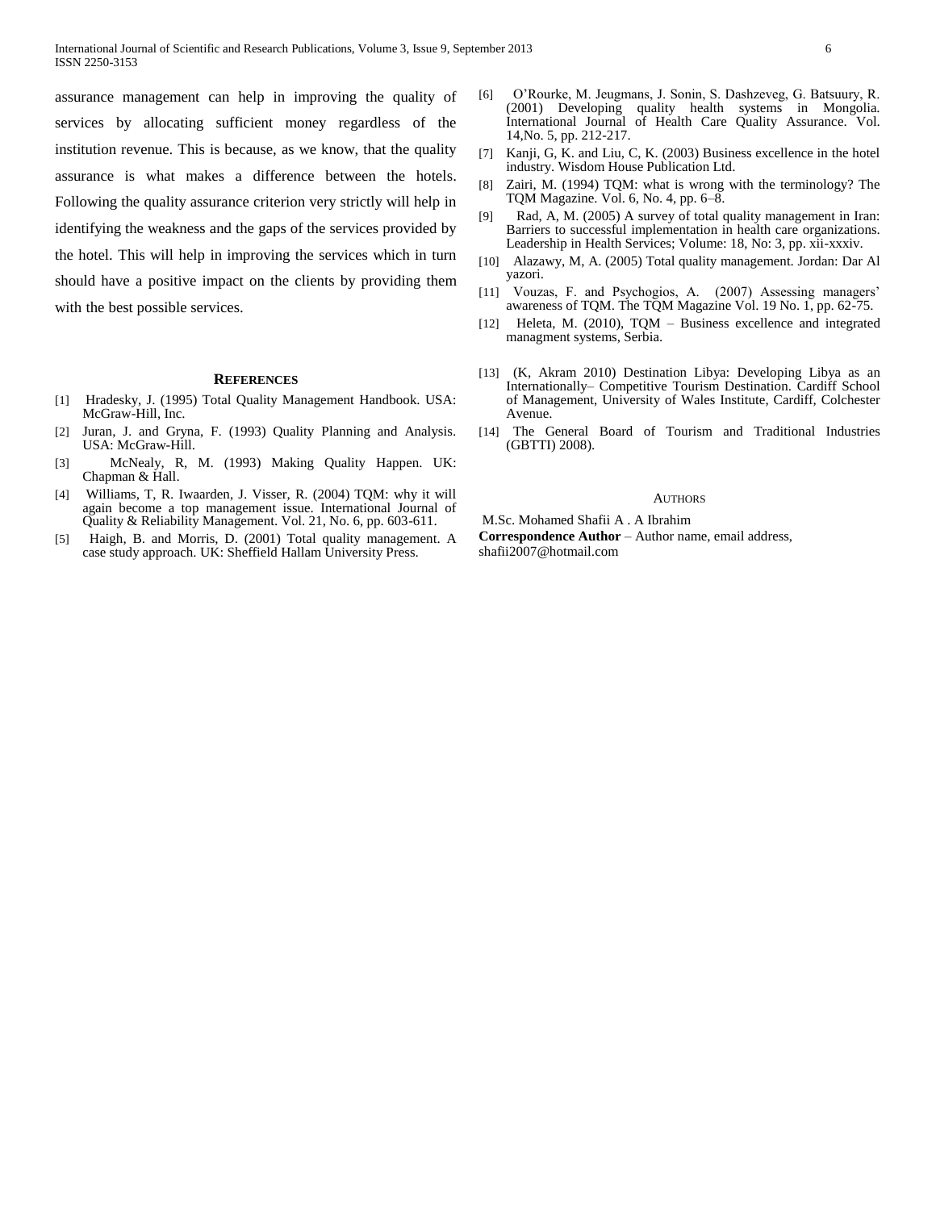assurance management can help in improving the quality of services by allocating sufficient money regardless of the institution revenue. This is because, as we know, that the quality assurance is what makes a difference between the hotels. Following the quality assurance criterion very strictly will help in identifying the weakness and the gaps of the services provided by the hotel. This will help in improving the services which in turn should have a positive impact on the clients by providing them with the best possible services.

## REFERENCES

[1] Hradesky, J. (1995) Total Quality Management Handbook. USA: McGraw-Hill, Inc.

[2] Juran, J. and Gryna, F. (1993) Quality Planning and Analysis. USA: McGraw-Hill.

[3] McNealy, R, M. (1993) Making Quality Happen. UK: Chapman & Hall.

[4] Williams, T, R. Iwaarden, J. Visser, R. (2004) TQM: why it will again become a top management issue. International Journal of Quality & Reliability Management. Vol. 21, No. 6, pp. 603-611.

[5] Haigh, B. and Morris, D. (2001) Total quality management. A case study approach. UK: Sheffield Hallam University Press.

[6] O'Rourke, M. Jeugmans, J. Sonin, S. Dashzeveg, G. Batsuury, R. (2001) Developing quality health systems in Mongolia. International Journal of Health Care Quality Assurance. Vol. 14,No. 5, pp. 212-217.

[7] Kanji, G, K. and Liu, C, K. (2003) Business excellence in the hotel industry. Wisdom House Publication Ltd.

[8] Zairi, M. (1994) TQM: what is wrong with the terminology? The TQM Magazine. Vol. 6, No. 4, pp. 6–8.

[9] Rad, A, M. (2005) A survey of total quality management in Iran: Barriers to successful implementation in health care organizations. Leadership in Health Services; Volume: 18, No: 3, pp. xii-xxxiv.

[10] Alazawy, M, A. (2005) Total quality management. Jordan: Dar Al yazori.

[11] Vouzas, F. and Psychogios, A. (2007) Assessing managers' awareness of TQM. The TQM Magazine Vol. 19 No. 1, pp. 62-75.

[12] Heleta, M. (2010), TQM – Business excellence and integrated managment systems, Serbia.

[13] (K, Akram 2010) Destination Libya: Developing Libya as an Internationally– Competitive Tourism Destination. Cardiff School of Management, University of Wales Institute, Cardiff, Colchester Avenue.

[14] The General Board of Tourism and Traditional Industries (GBTTI) 2008).

## AUTHORS

M.Sc. Mohamed Shafii A . A Ibrahim

**Correspondence Author** – Author name, email address, shafii2007@hotmail.com